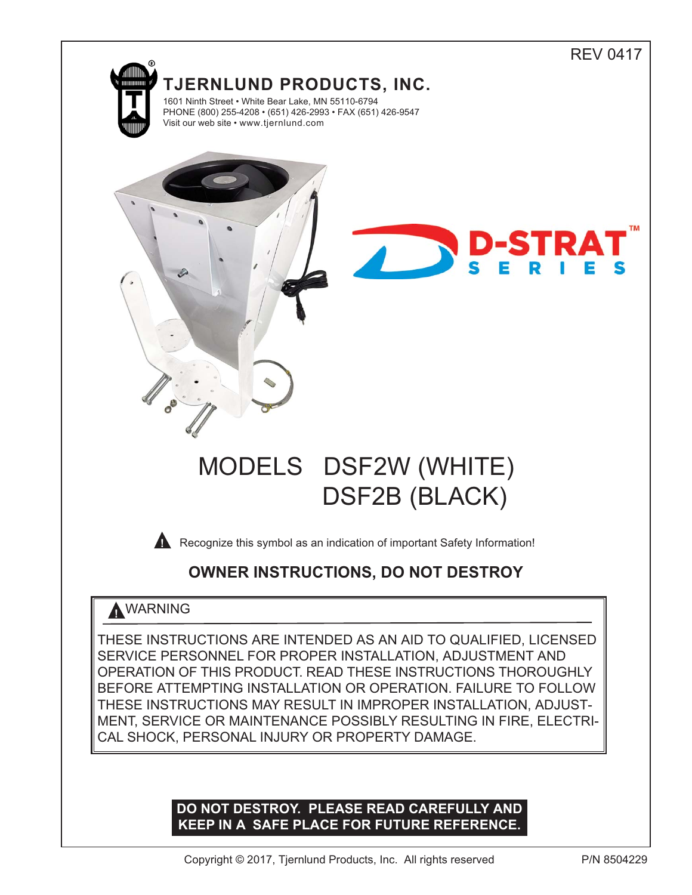REV 0417

# TJERNLUND PRODUCTS, INC.

1601 Ninth Street • White Bear Lake, MN 55110-6794
PHONE (800) 255-4208 • (651) 426-2993 • FAX (651) 426-9547
Visit our web site • www.tjernlund.com

D-STRAT™ SERIES

# MODELS DSF2W (WHITE)
# DSF2B (BLACK)

⚠ Recognize this symbol as an indication of important Safety Information!

## OWNER INSTRUCTIONS, DO NOT DESTROY

⚠ WARNING

THESE INSTRUCTIONS ARE INTENDED AS AN AID TO QUALIFIED, LICENSED SERVICE PERSONNEL FOR PROPER INSTALLATION, ADJUSTMENT AND OPERATION OF THIS PRODUCT. READ THESE INSTRUCTIONS THOROUGHLY BEFORE ATTEMPTING INSTALLATION OR OPERATION. FAILURE TO FOLLOW THESE INSTRUCTIONS MAY RESULT IN IMPROPER INSTALLATION, ADJUSTMENT, SERVICE OR MAINTENANCE POSSIBLY RESULTING IN FIRE, ELECTRICAL SHOCK, PERSONAL INJURY OR PROPERTY DAMAGE.

**DO NOT DESTROY. PLEASE READ CAREFULLY AND KEEP IN A SAFE PLACE FOR FUTURE REFERENCE.**

Copyright © 2017, Tjernlund Products, Inc. All rights reserved

P/N 8504229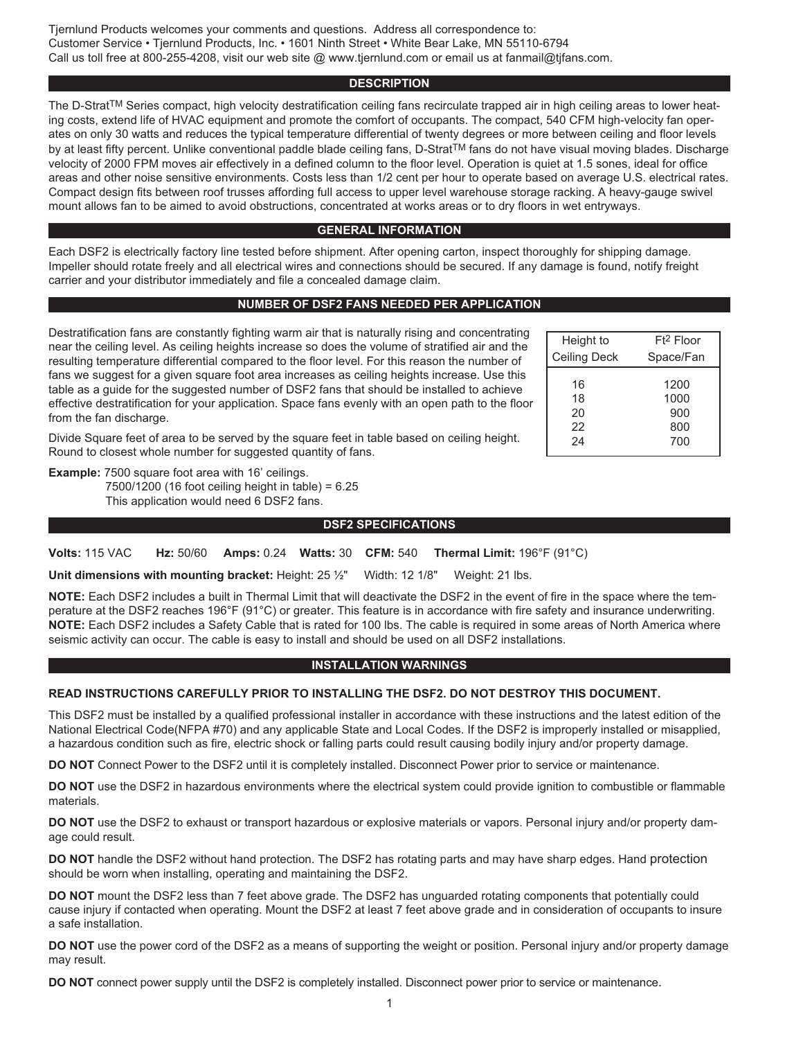Tjernlund Products welcomes your comments and questions. Address all correspondence to:
Customer Service • Tjernlund Products, Inc. • 1601 Ninth Street • White Bear Lake, MN 55110-6794
Call us toll free at 800-255-4208, visit our web site @ www.tjernlund.com or email us at fanmail@tjfans.com.

## DESCRIPTION

The D-Strat™ Series compact, high velocity destratification ceiling fans recirculate trapped air in high ceiling areas to lower heating costs, extend life of HVAC equipment and promote the comfort of occupants. The compact, 540 CFM high-velocity fan operates on only 30 watts and reduces the typical temperature differential of twenty degrees or more between ceiling and floor levels by at least fifty percent. Unlike conventional paddle blade ceiling fans, D-Strat™ fans do not have visual moving blades. Discharge velocity of 2000 FPM moves air effectively in a defined column to the floor level. Operation is quiet at 1.5 sones, ideal for office areas and other noise sensitive environments. Costs less than 1/2 cent per hour to operate based on average U.S. electrical rates. Compact design fits between roof trusses affording full access to upper level warehouse storage racking. A heavy-gauge swivel mount allows fan to be aimed to avoid obstructions, concentrated at works areas or to dry floors in wet entryways.

## GENERAL INFORMATION

Each DSF2 is electrically factory line tested before shipment. After opening carton, inspect thoroughly for shipping damage. Impeller should rotate freely and all electrical wires and connections should be secured. If any damage is found, notify freight carrier and your distributor immediately and file a concealed damage claim.

## NUMBER OF DSF2 FANS NEEDED PER APPLICATION

Destratification fans are constantly fighting warm air that is naturally rising and concentrating near the ceiling level. As ceiling heights increase so does the volume of stratified air and the resulting temperature differential compared to the floor level. For this reason the number of fans we suggest for a given square foot area increases as ceiling heights increase. Use this table as a guide for the suggested number of DSF2 fans that should be installed to achieve effective destratification for your application. Space fans evenly with an open path to the floor from the fan discharge.

| Height to Ceiling Deck | Ft$^2$ Floor Space/Fan |
|---|---|
| 16 | 1200 |
| 18 | 1000 |
| 20 | 900 |
| 22 | 800 |
| 24 | 700 |

Divide Square feet of area to be served by the square feet in table based on ceiling height. Round to closest whole number for suggested quantity of fans.

**Example:** 7500 square foot area with 16' ceilings.
7500/1200 (16 foot ceiling height in table) = 6.25
This application would need 6 DSF2 fans.

## DSF2 SPECIFICATIONS

**Volts:** 115 VAC **Hz:** 50/60 **Amps:** 0.24 **Watts:** 30 **CFM:** 540 **Thermal Limit:** 196°F (91°C)

**Unit dimensions with mounting bracket:** Height: 25 ½" Width: 12 1/8" Weight: 21 lbs.

**NOTE:** Each DSF2 includes a built in Thermal Limit that will deactivate the DSF2 in the event of fire in the space where the temperature at the DSF2 reaches 196°F (91°C) or greater. This feature is in accordance with fire safety and insurance underwriting.
**NOTE:** Each DSF2 includes a Safety Cable that is rated for 100 lbs. The cable is required in some areas of North America where seismic activity can occur. The cable is easy to install and should be used on all DSF2 installations.

## INSTALLATION WARNINGS

**READ INSTRUCTIONS CAREFULLY PRIOR TO INSTALLING THE DSF2. DO NOT DESTROY THIS DOCUMENT.**

This DSF2 must be installed by a qualified professional installer in accordance with these instructions and the latest edition of the National Electrical Code(NFPA #70) and any applicable State and Local Codes. If the DSF2 is improperly installed or misapplied, a hazardous condition such as fire, electric shock or falling parts could result causing bodily injury and/or property damage.

**DO NOT** Connect Power to the DSF2 until it is completely installed. Disconnect Power prior to service or maintenance.

**DO NOT** use the DSF2 in hazardous environments where the electrical system could provide ignition to combustible or flammable materials.

**DO NOT** use the DSF2 to exhaust or transport hazardous or explosive materials or vapors. Personal injury and/or property damage could result.

**DO NOT** handle the DSF2 without hand protection. The DSF2 has rotating parts and may have sharp edges. Hand protection should be worn when installing, operating and maintaining the DSF2.

**DO NOT** mount the DSF2 less than 7 feet above grade. The DSF2 has unguarded rotating components that potentially could cause injury if contacted when operating. Mount the DSF2 at least 7 feet above grade and in consideration of occupants to insure a safe installation.

**DO NOT** use the power cord of the DSF2 as a means of supporting the weight or position. Personal injury and/or property damage may result.

**DO NOT** connect power supply until the DSF2 is completely installed. Disconnect power prior to service or maintenance.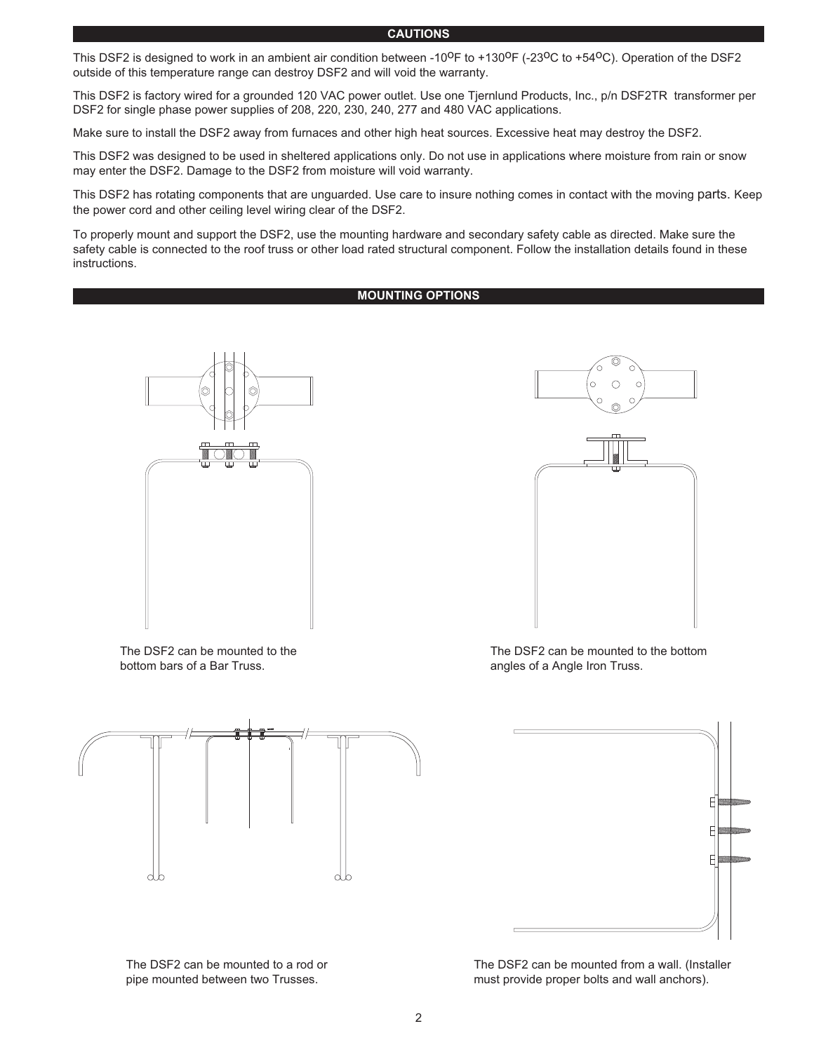## CAUTIONS

This DSF2 is designed to work in an ambient air condition between -10°F to +130°F (-23°C to +54°C). Operation of the DSF2 outside of this temperature range can destroy DSF2 and will void the warranty.

This DSF2 is factory wired for a grounded 120 VAC power outlet. Use one Tjernlund Products, Inc., p/n DSF2TR transformer per DSF2 for single phase power supplies of 208, 220, 230, 240, 277 and 480 VAC applications.

Make sure to install the DSF2 away from furnaces and other high heat sources. Excessive heat may destroy the DSF2.

This DSF2 was designed to be used in sheltered applications only. Do not use in applications where moisture from rain or snow may enter the DSF2. Damage to the DSF2 from moisture will void warranty.

This DSF2 has rotating components that are unguarded. Use care to insure nothing comes in contact with the moving parts. Keep the power cord and other ceiling level wiring clear of the DSF2.

To properly mount and support the DSF2, use the mounting hardware and secondary safety cable as directed. Make sure the safety cable is connected to the roof truss or other load rated structural component. Follow the installation details found in these instructions.

## MOUNTING OPTIONS

The DSF2 can be mounted to the bottom bars of a Bar Truss.

The DSF2 can be mounted to the bottom angles of a Angle Iron Truss.

The DSF2 can be mounted to a rod or pipe mounted between two Trusses.

The DSF2 can be mounted from a wall. (Installer must provide proper bolts and wall anchors).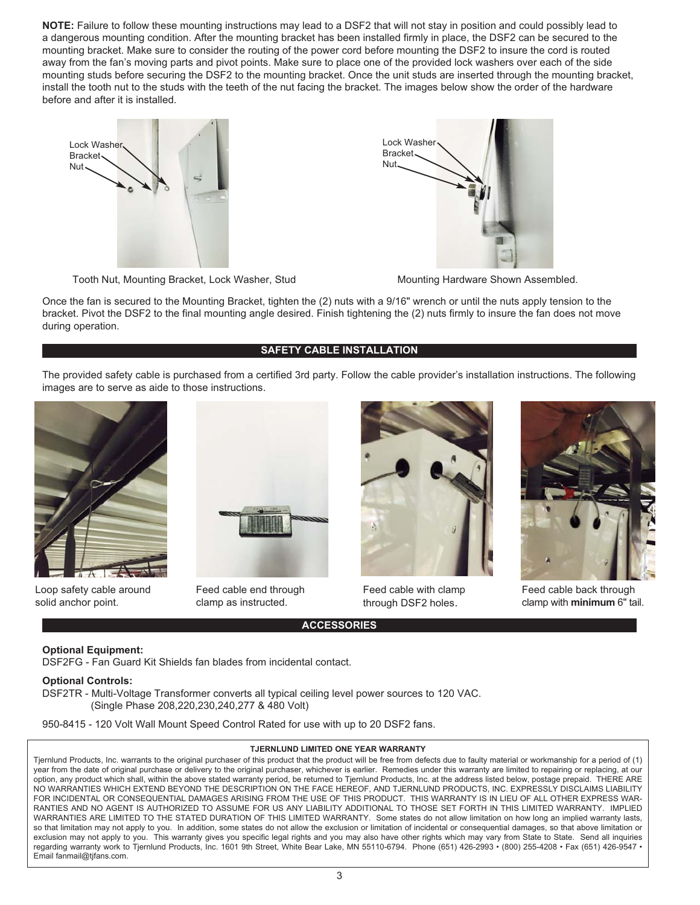**NOTE:** Failure to follow these mounting instructions may lead to a DSF2 that will not stay in position and could possibly lead to a dangerous mounting condition. After the mounting bracket has been installed firmly in place, the DSF2 can be secured to the mounting bracket. Make sure to consider the routing of the power cord before mounting the DSF2 to insure the cord is routed away from the fan's moving parts and pivot points. Make sure to place one of the provided lock washers over each of the side mounting studs before securing the DSF2 to the mounting bracket. Once the unit studs are inserted through the mounting bracket, install the tooth nut to the studs with the teeth of the nut facing the bracket. The images below show the order of the hardware before and after it is installed.

Lock Washer
Bracket
Nut

Tooth Nut, Mounting Bracket, Lock Washer, Stud

Lock Washer
Bracket
Nut

Mounting Hardware Shown Assembled.

Once the fan is secured to the Mounting Bracket, tighten the (2) nuts with a 9/16" wrench or until the nuts apply tension to the bracket. Pivot the DSF2 to the final mounting angle desired. Finish tightening the (2) nuts firmly to insure the fan does not move during operation.

## SAFETY CABLE INSTALLATION

The provided safety cable is purchased from a certified 3rd party. Follow the cable provider's installation instructions. The following images are to serve as aide to those instructions.

Loop safety cable around solid anchor point.

Feed cable end through clamp as instructed.

Feed cable with clamp through DSF2 holes.

Feed cable back through clamp with **minimum** 6" tail.

## ACCESSORIES

**Optional Equipment:**

DSF2FG - Fan Guard Kit Shields fan blades from incidental contact.

**Optional Controls:**

DSF2TR - Multi-Voltage Transformer converts all typical ceiling level power sources to 120 VAC.
(Single Phase 208,220,230,240,277 & 480 Volt)

950-8415 - 120 Volt Wall Mount Speed Control Rated for use with up to 20 DSF2 fans.

**TJERNLUND LIMITED ONE YEAR WARRANTY**

Tjernlund Products, Inc. warrants to the original purchaser of this product that the product will be free from defects due to faulty material or workmanship for a period of (1) year from the date of original purchase or delivery to the original purchaser, whichever is earlier. Remedies under this warranty are limited to repairing or replacing, at our option, any product which shall, within the above stated warranty period, be returned to Tjernlund Products, Inc. at the address listed below, postage prepaid. THERE ARE NO WARRANTIES WHICH EXTEND BEYOND THE DESCRIPTION ON THE FACE HEREOF, AND TJERNLUND PRODUCTS, INC. EXPRESSLY DISCLAIMS LIABILITY FOR INCIDENTAL OR CONSEQUENTIAL DAMAGES ARISING FROM THE USE OF THIS PRODUCT. THIS WARRANTY IS IN LIEU OF ALL OTHER EXPRESS WARRANTIES AND NO AGENT IS AUTHORIZED TO ASSUME FOR US ANY LIABILITY ADDITIONAL TO THOSE SET FORTH IN THIS LIMITED WARRANTY. IMPLIED WARRANTIES ARE LIMITED TO THE STATED DURATION OF THIS LIMITED WARRANTY. Some states do not allow limitation on how long an implied warranty lasts, so that limitation may not apply to you. In addition, some states do not allow the exclusion or limitation of incidental or consequential damages, so that above limitation or exclusion may not apply to you. This warranty gives you specific legal rights and you may also have other rights which may vary from State to State. Send all inquiries regarding warranty work to Tjernlund Products, Inc. 1601 9th Street, White Bear Lake, MN 55110-6794. Phone (651) 426-2993 • (800) 255-4208 • Fax (651) 426-9547 • Email fanmail@tjfans.com.